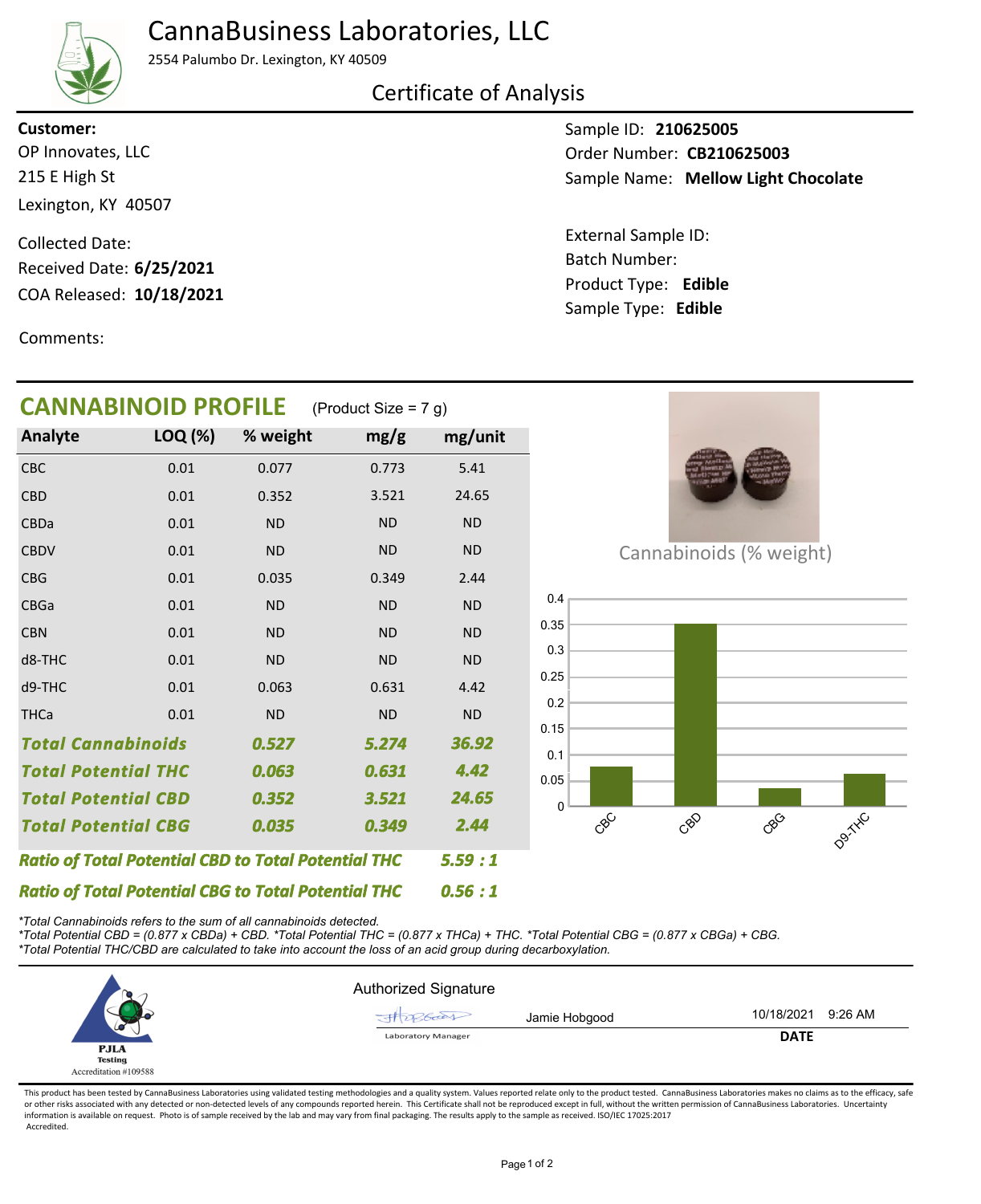# CannaBusiness Laboratories, LLC

2554 Palumbo Dr. Lexington, KY 40509

## Certificate of Analysis

**Customer:**
OP Innovates, LLC
215 E High St
Lexington, KY 40507

Collected Date:
Received Date: **6/25/2021**
COA Released: **10/18/2021**

Comments:

Sample ID: **210625005**
Order Number: **CB210625003**
Sample Name: **Mellow Light Chocolate**

External Sample ID:
Batch Number:
Product Type: **Edible**
Sample Type: **Edible**

## CANNABINOID PROFILE (Product Size = 7 g)

| Analyte | LOQ (%) | % weight | mg/g | mg/unit |
|---|---|---|---|---|
| CBC | 0.01 | 0.077 | 0.773 | 5.41 |
| CBD | 0.01 | 0.352 | 3.521 | 24.65 |
| CBDa | 0.01 | ND | ND | ND |
| CBDV | 0.01 | ND | ND | ND |
| CBG | 0.01 | 0.035 | 0.349 | 2.44 |
| CBGa | 0.01 | ND | ND | ND |
| CBN | 0.01 | ND | ND | ND |
| d8-THC | 0.01 | ND | ND | ND |
| d9-THC | 0.01 | 0.063 | 0.631 | 4.42 |
| THCa | 0.01 | ND | ND | ND |
| ***Total Cannabinoids*** | | ***0.527*** | ***5.274*** | ***36.92*** |
| ***Total Potential THC*** | | ***0.063*** | ***0.631*** | ***4.42*** |
| ***Total Potential CBD*** | | ***0.352*** | ***3.521*** | ***24.65*** |
| ***Total Potential CBG*** | | ***0.035*** | ***0.349*** | ***2.44*** |

***Ratio of Total Potential CBD to Total Potential THC*** ***5.59 : 1***

***Ratio of Total Potential CBG to Total Potential THC*** ***0.56 : 1***

Cannabinoids (% weight)

| Cannabinoid | % weight |
|---|---|
| CBC | 0.077 |
| CBD | 0.352 |
| CBG | 0.035 |
| D9-THC | 0.063 |

*\*Total Cannabinoids refers to the sum of all cannabinoids detected.*
*\*Total Potential CBD = (0.877 x CBDa) + CBD. \*Total Potential THC = (0.877 x THCa) + THC. \*Total Potential CBG = (0.877 x CBGa) + CBG.*
*\*Total Potential THC/CBD are calculated to take into account the loss of an acid group during decarboxylation.*

PJLA Testing
Accreditation #109588

Authorized Signature

Jamie Hobgood — Laboratory Manager — 10/18/2021 9:26 AM

**DATE**

This product has been tested by CannaBusiness Laboratories using validated testing methodologies and a quality system. Values reported relate only to the product tested. CannaBusiness Laboratories makes no claims as to the efficacy, safe or other risks associated with any detected or non-detected levels of any compounds reported herein. This Certificate shall not be reproduced except in full, without the written permission of CannaBusiness Laboratories. Uncertainty information is available on request. Photo is of sample received by the lab and may vary from final packaging. The results apply to the sample as received. ISO/IEC 17025:2017 Accredited.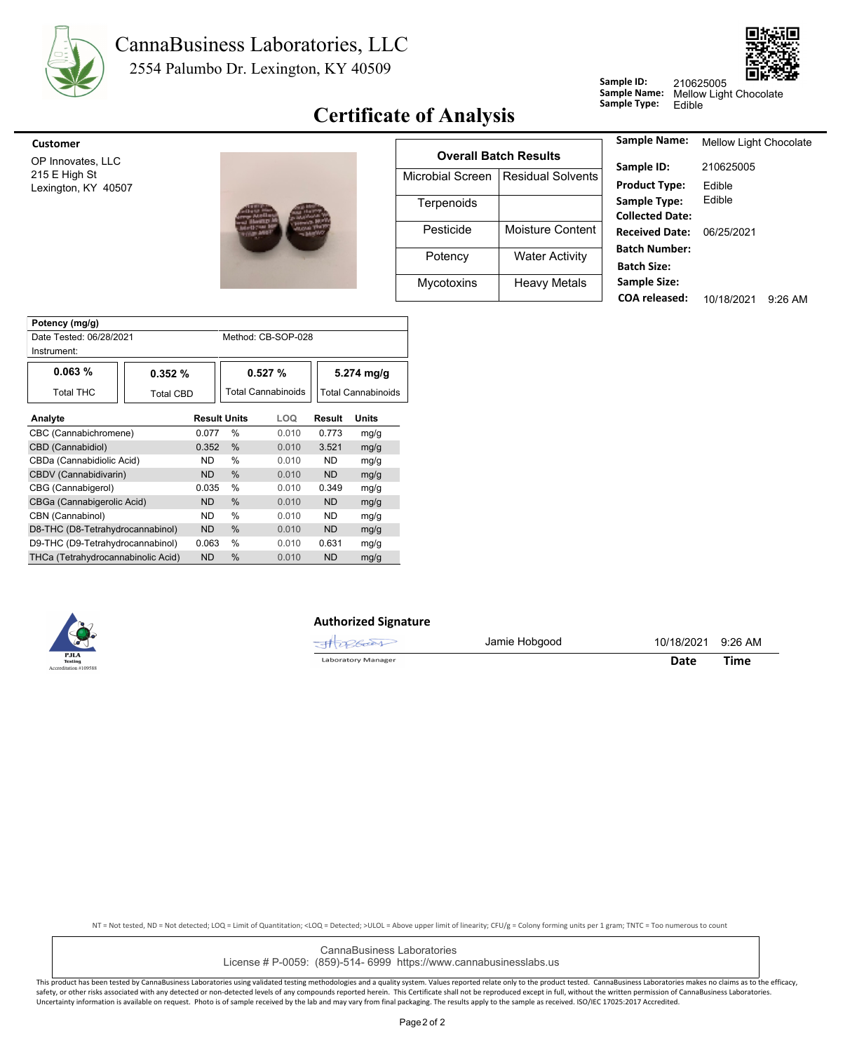# CannaBusiness Laboratories, LLC

2554 Palumbo Dr. Lexington, KY 40509

**Sample ID:** 210625005
**Sample Name:** Mellow Light Chocolate
**Sample Type:** Edible

# Certificate of Analysis

**Customer**

OP Innovates, LLC
215 E High St
Lexington, KY 40507

| Overall Batch Results | |
|---|---|
| Microbial Screen | Residual Solvents |
| Terpenoids | |
| Pesticide | Moisture Content |
| Potency | Water Activity |
| Mycotoxins | Heavy Metals |

**Sample Name:** Mellow Light Chocolate
**Sample ID:** 210625005
**Product Type:** Edible
**Sample Type:** Edible
**Collected Date:**
**Received Date:** 06/25/2021
**Batch Number:**
**Batch Size:**
**Sample Size:**
**COA released:** 10/18/2021 9:26 AM

## Potency (mg/g)

Date Tested: 06/28/2021 Method: CB-SOP-028
Instrument:

| 0.063 % | 0.352 % | 0.527 % | 5.274 mg/g |
|---|---|---|---|
| Total THC | Total CBD | Total Cannabinoids | Total Cannabinoids |

| Analyte | Result | Units | LOQ | Result | Units |
|---|---|---|---|---|---|
| CBC (Cannabichromene) | 0.077 | % | 0.010 | 0.773 | mg/g |
| CBD (Cannabidiol) | 0.352 | % | 0.010 | 3.521 | mg/g |
| CBDa (Cannabidiolic Acid) | ND | % | 0.010 | ND | mg/g |
| CBDV (Cannabidivarin) | ND | % | 0.010 | ND | mg/g |
| CBG (Cannabigerol) | 0.035 | % | 0.010 | 0.349 | mg/g |
| CBGa (Cannabigerolic Acid) | ND | % | 0.010 | ND | mg/g |
| CBN (Cannabinol) | ND | % | 0.010 | ND | mg/g |
| D8-THC (D8-Tetrahydrocannabinol) | ND | % | 0.010 | ND | mg/g |
| D9-THC (D9-Tetrahydrocannabinol) | 0.063 | % | 0.010 | 0.631 | mg/g |
| THCa (Tetrahydrocannabinolic Acid) | ND | % | 0.010 | ND | mg/g |

PJLA Testing Accreditation #109588

**Authorized Signature**

Jamie Hobgood 10/18/2021 9:26 AM
Laboratory Manager **Date** **Time**

NT = Not tested, ND = Not detected; LOQ = Limit of Quantitation; <LOQ = Detected; >ULOL = Above upper limit of linearity; CFU/g = Colony forming units per 1 gram; TNTC = Too numerous to count

CannaBusiness Laboratories
License # P-0059: (859)-514- 6999 https://www.cannabusinesslabs.us

This product has been tested by CannaBusiness Laboratories using validated testing methodologies and a quality system. Values reported relate only to the product tested. CannaBusiness Laboratories makes no claims as to the efficacy, safety, or other risks associated with any detected or non-detected levels of any compounds reported herein. This Certificate shall not be reproduced except in full, without the written permission of CannaBusiness Laboratories. Uncertainty information is available on request. Photo is of sample received by the lab and may vary from final packaging. The results apply to the sample as received. ISO/IEC 17025:2017 Accredited.